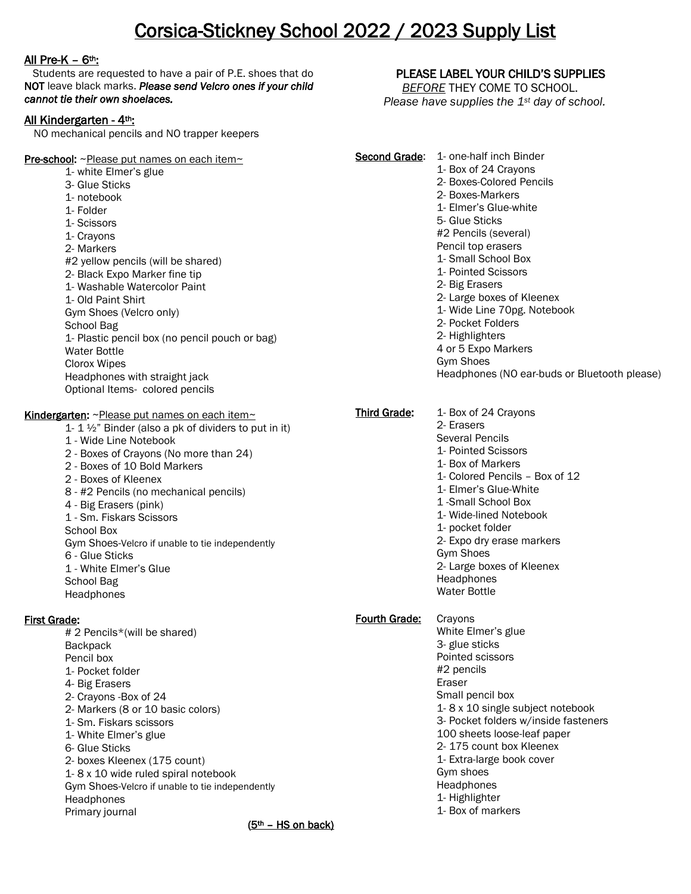# Corsica-Stickney School 2022 / 2023 Supply List

**All Pre-K – 6th:**
Students are requested to have a pair of P.E. shoes that do **NOT** leave black marks. ***Please send Velcro ones if your child cannot tie their own shoelaces.***

**All Kindergarten - 4th:**
NO mechanical pencils and NO trapper keepers

**PLEASE LABEL YOUR CHILD'S SUPPLIES**
*BEFORE* THEY COME TO SCHOOL.
*Please have supplies the 1st day of school.*

**Pre-school:** ~Please put names on each item~

- 1- white Elmer's glue
- 3- Glue Sticks
- 1- notebook
- 1- Folder
- 1- Scissors
- 1- Crayons
- 2- Markers
- #2 yellow pencils (will be shared)
- 2- Black Expo Marker fine tip
- 1- Washable Watercolor Paint
- 1- Old Paint Shirt
- Gym Shoes (Velcro only)
- School Bag
- 1- Plastic pencil box (no pencil pouch or bag)
- Water Bottle
- Clorox Wipes
- Headphones with straight jack
- Optional Items- colored pencils

**Kindergarten:** ~Please put names on each item~

- 1- 1 ½" Binder (also a pk of dividers to put in it)
- 1 - Wide Line Notebook
- 2 - Boxes of Crayons (No more than 24)
- 2 - Boxes of 10 Bold Markers
- 2 - Boxes of Kleenex
- 8 - #2 Pencils (no mechanical pencils)
- 4 - Big Erasers (pink)
- 1 - Sm. Fiskars Scissors
- School Box
- Gym Shoes-Velcro if unable to tie independently
- 6 - Glue Sticks
- 1 - White Elmer's Glue
- School Bag
- Headphones

**First Grade:**

- # 2 Pencils*(will be shared)
- Backpack
- Pencil box
- 1- Pocket folder
- 4- Big Erasers
- 2- Crayons -Box of 24
- 2- Markers (8 or 10 basic colors)
- 1- Sm. Fiskars scissors
- 1- White Elmer's glue
- 6- Glue Sticks
- 2- boxes Kleenex (175 count)
- 1- 8 x 10 wide ruled spiral notebook
- Gym Shoes-Velcro if unable to tie independently
- Headphones
- Primary journal

**Second Grade:**

- 1- one-half inch Binder
- 1- Box of 24 Crayons
- 2- Boxes-Colored Pencils
- 2- Boxes-Markers
- 1- Elmer's Glue-white
- 5- Glue Sticks
- #2 Pencils (several)
- Pencil top erasers
- 1- Small School Box
- 1- Pointed Scissors
- 2- Big Erasers
- 2- Large boxes of Kleenex
- 1- Wide Line 70pg. Notebook
- 2- Pocket Folders
- 2- Highlighters
- 4 or 5 Expo Markers
- Gym Shoes
- Headphones (NO ear-buds or Bluetooth please)

**Third Grade:**

- 1- Box of 24 Crayons
- 2- Erasers
- Several Pencils
- 1- Pointed Scissors
- 1- Box of Markers
- 1- Colored Pencils – Box of 12
- 1- Elmer's Glue-White
- 1 -Small School Box
- 1- Wide-lined Notebook
- 1- pocket folder
- 2- Expo dry erase markers
- Gym Shoes
- 2- Large boxes of Kleenex
- Headphones
- Water Bottle

**Fourth Grade:**

- Crayons
- White Elmer's glue
- 3- glue sticks
- Pointed scissors
- #2 pencils
- Eraser
- Small pencil box
- 1- 8 x 10 single subject notebook
- 3- Pocket folders w/inside fasteners
- 100 sheets loose-leaf paper
- 2- 175 count box Kleenex
- 1- Extra-large book cover
- Gym shoes
- Headphones
- 1- Highlighter
- 1- Box of markers

(5th – HS on back)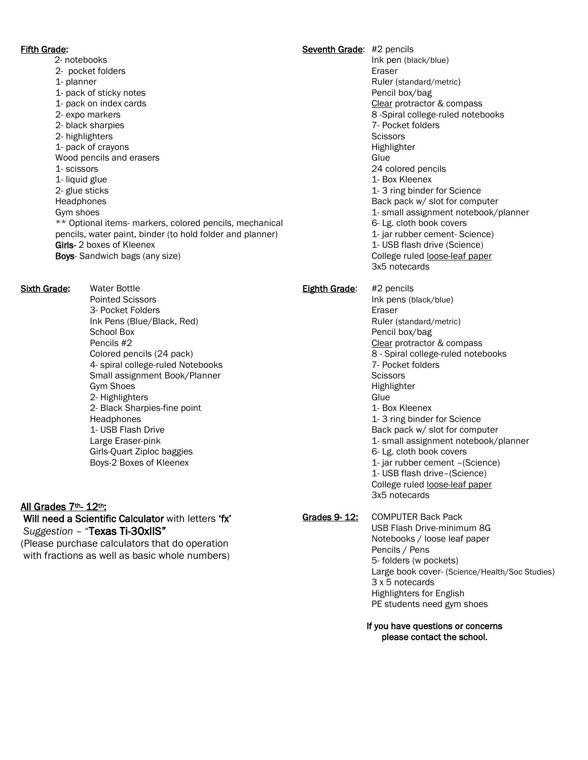**<u>Fifth Grade</u>:**

- 2- notebooks
- 2- pocket folders
- 1- planner
- 1- pack of sticky notes
- 1- pack on index cards
- 2- expo markers
- 2- black sharpies
- 2- highlighters
- 1- pack of crayons
- Wood pencils and erasers
- 1- scissors
- 1- liquid glue
- 2- glue sticks
- Headphones
- Gym shoes
- ** Optional items- markers, colored pencils, mechanical pencils, water paint, binder (to hold folder and planner)
- **Girls**- 2 boxes of Kleenex
- **Boys**- Sandwich bags (any size)

**<u>Sixth Grade</u>:**

- Water Bottle
- Pointed Scissors
- 3- Pocket Folders
- Ink Pens (Blue/Black, Red)
- School Box
- Pencils #2
- Colored pencils (24 pack)
- 4- spiral college-ruled Notebooks
- Small assignment Book/Planner
- Gym Shoes
- 2- Highlighters
- 2- Black Sharpies-fine point
- Headphones
- 1- USB Flash Drive
- Large Eraser-pink
- Girls-Quart Ziploc baggies
- Boys-2 Boxes of Kleenex

**<u>All Grades 7th- 12th</u>:**

**Will need a Scientific Calculator** with letters **'fx'**
*Suggestion* – "**Texas Ti-30xIIS**"
(Please purchase calculators that do operation with fractions as well as basic whole numbers)

**<u>Seventh Grade</u>:**

- #2 pencils
- Ink pen (black/blue)
- Eraser
- Ruler (standard/metric)
- Pencil box/bag
- <u>Clear</u> protractor & compass
- 8 -Spiral college-ruled notebooks
- 7- Pocket folders
- Scissors
- Highlighter
- Glue
- 24 colored pencils
- 1- Box Kleenex
- 1- 3 ring binder for Science
- Back pack w/ slot for computer
- 1- small assignment notebook/planner
- 6- Lg. cloth book covers
- 1- jar rubber cement- Science)
- 1- USB flash drive (Science)
- College ruled <u>loose-leaf paper</u>
- 3x5 notecards

**<u>Eighth Grade</u>:**

- #2 pencils
- Ink pens (black/blue)
- Eraser
- Ruler (standard/metric)
- Pencil box/bag
- <u>Clear</u> protractor & compass
- 8 - Spiral college-ruled notebooks
- 7- Pocket folders
- Scissors
- Highlighter
- Glue
- 1- Box Kleenex
- 1- 3 ring binder for Science
- Back pack w/ slot for computer
- 1- small assignment notebook/planner
- 6- Lg. cloth book covers
- 1- jar rubber cement –(Science)
- 1- USB flash drive–(Science)
- College ruled <u>loose-leaf paper</u>
- 3x5 notecards

**<u>Grades 9- 12</u>:**

- COMPUTER Back Pack
- USB Flash Drive-minimum 8G
- Notebooks / loose leaf paper
- Pencils / Pens
- 5- folders (w pockets)
- Large book cover- (Science/Health/Soc Studies)
- 3 x 5 notecards
- Highlighters for English
- PE students need gym shoes

**If you have questions or concerns please contact the school.**